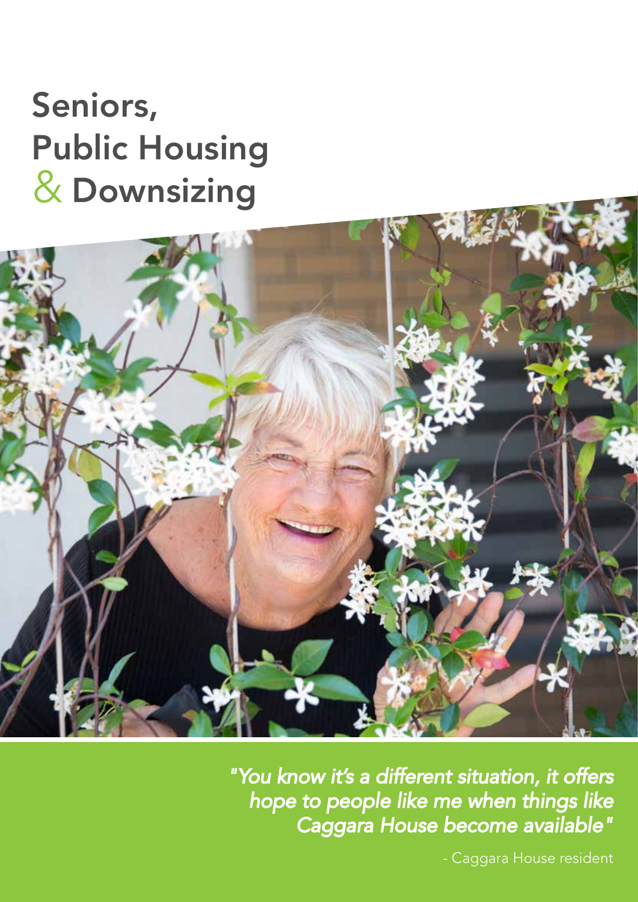# Seniors, Public Housing & Downsizing

*"You know it's a different situation, it offers hope to people like me when things like Caggara House become available"*

- Caggara House resident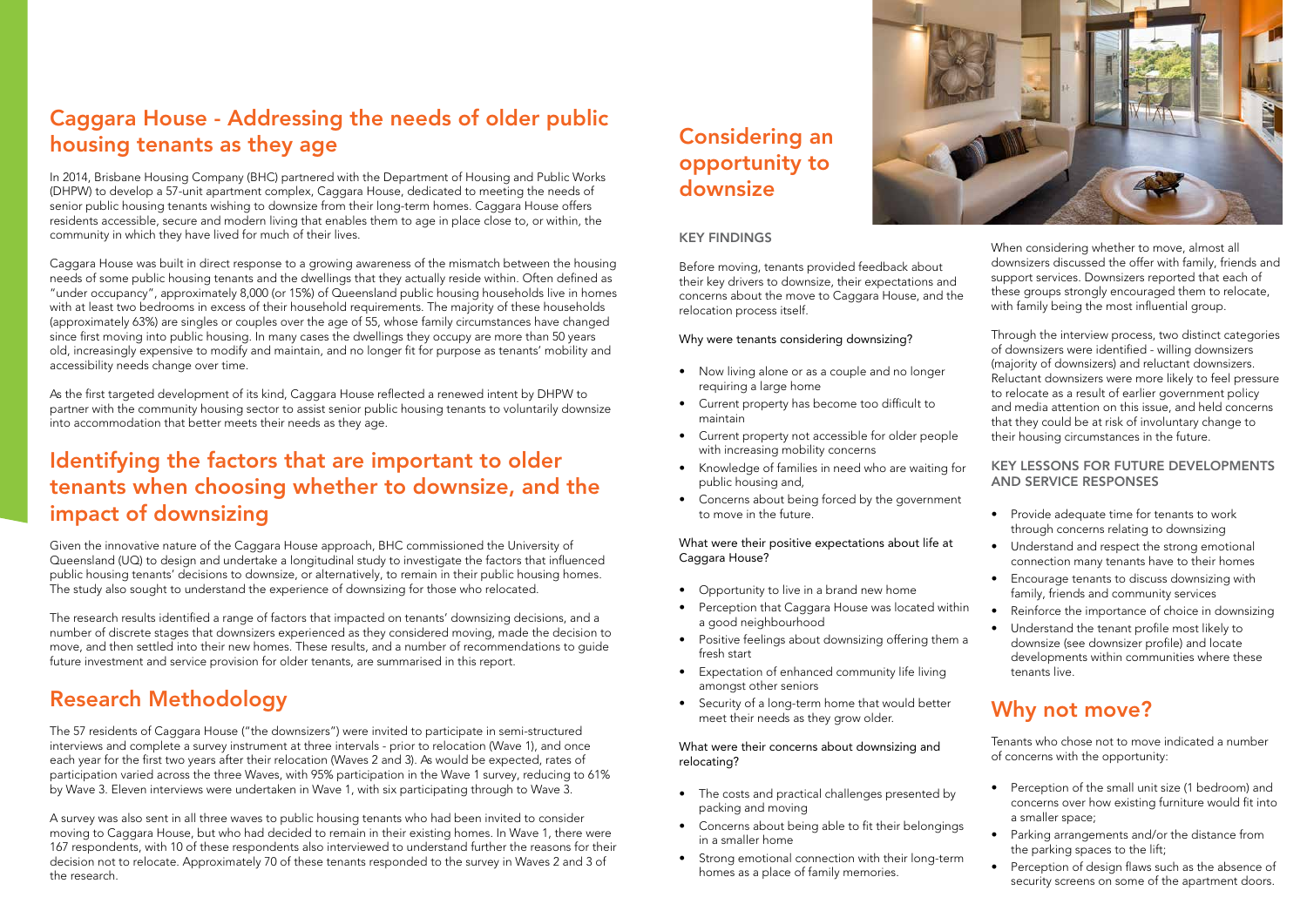## Caggara House - Addressing the needs of older public housing tenants as they age

In 2014, Brisbane Housing Company (BHC) partnered with the Department of Housing and Public Works (DHPW) to develop a 57-unit apartment complex, Caggara House, dedicated to meeting the needs of senior public housing tenants wishing to downsize from their long-term homes. Caggara House offers residents accessible, secure and modern living that enables them to age in place close to, or within, the community in which they have lived for much of their lives.

Caggara House was built in direct response to a growing awareness of the mismatch between the housing needs of some public housing tenants and the dwellings that they actually reside within. Often defined as "under occupancy", approximately 8,000 (or 15%) of Queensland public housing households live in homes with at least two bedrooms in excess of their household requirements. The majority of these households (approximately 63%) are singles or couples over the age of 55, whose family circumstances have changed since first moving into public housing. In many cases the dwellings they occupy are more than 50 years old, increasingly expensive to modify and maintain, and no longer fit for purpose as tenants' mobility and accessibility needs change over time.

As the first targeted development of its kind, Caggara House reflected a renewed intent by DHPW to partner with the community housing sector to assist senior public housing tenants to voluntarily downsize into accommodation that better meets their needs as they age.

## Identifying the factors that are important to older tenants when choosing whether to downsize, and the impact of downsizing

Given the innovative nature of the Caggara House approach, BHC commissioned the University of Queensland (UQ) to design and undertake a longitudinal study to investigate the factors that influenced public housing tenants' decisions to downsize, or alternatively, to remain in their public housing homes. The study also sought to understand the experience of downsizing for those who relocated.

The research results identified a range of factors that impacted on tenants' downsizing decisions, and a number of discrete stages that downsizers experienced as they considered moving, made the decision to move, and then settled into their new homes. These results, and a number of recommendations to guide future investment and service provision for older tenants, are summarised in this report.

## Research Methodology

The 57 residents of Caggara House ("the downsizers") were invited to participate in semi-structured interviews and complete a survey instrument at three intervals - prior to relocation (Wave 1), and once each year for the first two years after their relocation (Waves 2 and 3). As would be expected, rates of participation varied across the three Waves, with 95% participation in the Wave 1 survey, reducing to 61% by Wave 3. Eleven interviews were undertaken in Wave 1, with six participating through to Wave 3.

A survey was also sent in all three waves to public housing tenants who had been invited to consider moving to Caggara House, but who had decided to remain in their existing homes. In Wave 1, there were 167 respondents, with 10 of these respondents also interviewed to understand further the reasons for their decision not to relocate. Approximately 70 of these tenants responded to the survey in Waves 2 and 3 of the research.

## Considering an opportunity to downsize

### KEY FINDINGS

Before moving, tenants provided feedback about their key drivers to downsize, their expectations and concerns about the move to Caggara House, and the relocation process itself.

#### Why were tenants considering downsizing?

- Now living alone or as a couple and no longer requiring a large home
- Current property has become too difficult to maintain
- Current property not accessible for older people with increasing mobility concerns
- Knowledge of families in need who are waiting for public housing and,
- Concerns about being forced by the government to move in the future.

#### What were their positive expectations about life at Caggara House?

- Opportunity to live in a brand new home
- Perception that Caggara House was located within a good neighbourhood
- Positive feelings about downsizing offering them a fresh start
- Expectation of enhanced community life living amongst other seniors
- Security of a long-term home that would better meet their needs as they grow older.

#### What were their concerns about downsizing and relocating?

- The costs and practical challenges presented by packing and moving
- Concerns about being able to fit their belongings in a smaller home
- Strong emotional connection with their long-term homes as a place of family memories.

When considering whether to move, almost all downsizers discussed the offer with family, friends and support services. Downsizers reported that each of these groups strongly encouraged them to relocate, with family being the most influential group.

Through the interview process, two distinct categories of downsizers were identified - willing downsizers (majority of downsizers) and reluctant downsizers. Reluctant downsizers were more likely to feel pressure to relocate as a result of earlier government policy and media attention on this issue, and held concerns that they could be at risk of involuntary change to their housing circumstances in the future.

### KEY LESSONS FOR FUTURE DEVELOPMENTS AND SERVICE RESPONSES

- Provide adequate time for tenants to work through concerns relating to downsizing
- Understand and respect the strong emotional connection many tenants have to their homes
- Encourage tenants to discuss downsizing with family, friends and community services
- Reinforce the importance of choice in downsizing
- Understand the tenant profile most likely to downsize (see downsizer profile) and locate developments within communities where these tenants live.

## Why not move?

Tenants who chose not to move indicated a number of concerns with the opportunity:

- Perception of the small unit size (1 bedroom) and concerns over how existing furniture would fit into a smaller space;
- Parking arrangements and/or the distance from the parking spaces to the lift;
- Perception of design flaws such as the absence of security screens on some of the apartment doors.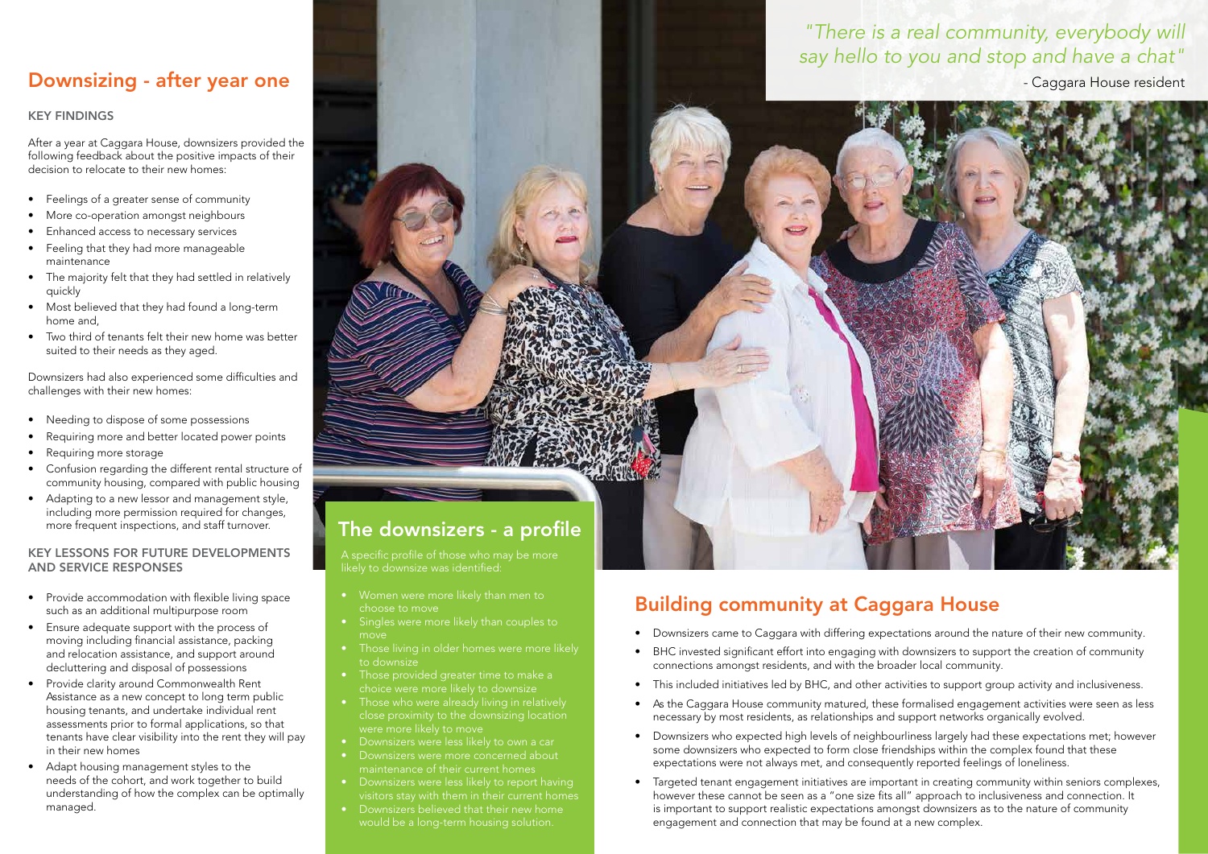## Downsizing - after year one

### KEY FINDINGS

After a year at Caggara House, downsizers provided the following feedback about the positive impacts of their decision to relocate to their new homes:

- Feelings of a greater sense of community
- More co-operation amongst neighbours
- Enhanced access to necessary services
- Feeling that they had more manageable maintenance
- The majority felt that they had settled in relatively quickly
- Most believed that they had found a long-term home and,
- Two third of tenants felt their new home was better suited to their needs as they aged.

Downsizers had also experienced some difficulties and challenges with their new homes:

- Needing to dispose of some possessions
- Requiring more and better located power points
- Requiring more storage
- Confusion regarding the different rental structure of community housing, compared with public housing
- Adapting to a new lessor and management style, including more permission required for changes, more frequent inspections, and staff turnover.

### KEY LESSONS FOR FUTURE DEVELOPMENTS AND SERVICE RESPONSES

- Provide accommodation with flexible living space such as an additional multipurpose room
- Ensure adequate support with the process of moving including financial assistance, packing and relocation assistance, and support around decluttering and disposal of possessions
- Provide clarity around Commonwealth Rent Assistance as a new concept to long term public housing tenants, and undertake individual rent assessments prior to formal applications, so that tenants have clear visibility into the rent they will pay in their new homes
- Adapt housing management styles to the needs of the cohort, and work together to build understanding of how the complex can be optimally managed.

*"There is a real community, everybody will say hello to you and stop and have a chat"*

\- Caggara House resident

## The downsizers - a profile

A specific profile of those who may be more likely to downsize was identified:

- Women were more likely than men to choose to move
- Singles were more likely than couples to move
- Those living in older homes were more likely to downsize
- Those provided greater time to make a choice were more likely to downsize
- Those who were already living in relatively close proximity to the downsizing location were more likely to move
- Downsizers were less likely to own a car
- Downsizers were more concerned about maintenance of their current homes
- Downsizers were less likely to report having visitors stay with them in their current homes
- Downsizers believed that their new home would be a long-term housing solution.

## Building community at Caggara House

- Downsizers came to Caggara with differing expectations around the nature of their new community.
- BHC invested significant effort into engaging with downsizers to support the creation of community connections amongst residents, and with the broader local community.
- This included initiatives led by BHC, and other activities to support group activity and inclusiveness.
- As the Caggara House community matured, these formalised engagement activities were seen as less necessary by most residents, as relationships and support networks organically evolved.
- Downsizers who expected high levels of neighbourliness largely had these expectations met; however some downsizers who expected to form close friendships within the complex found that these expectations were not always met, and consequently reported feelings of loneliness.
- Targeted tenant engagement initiatives are important in creating community within seniors complexes, however these cannot be seen as a "one size fits all" approach to inclusiveness and connection. It is important to support realistic expectations amongst downsizers as to the nature of community engagement and connection that may be found at a new complex.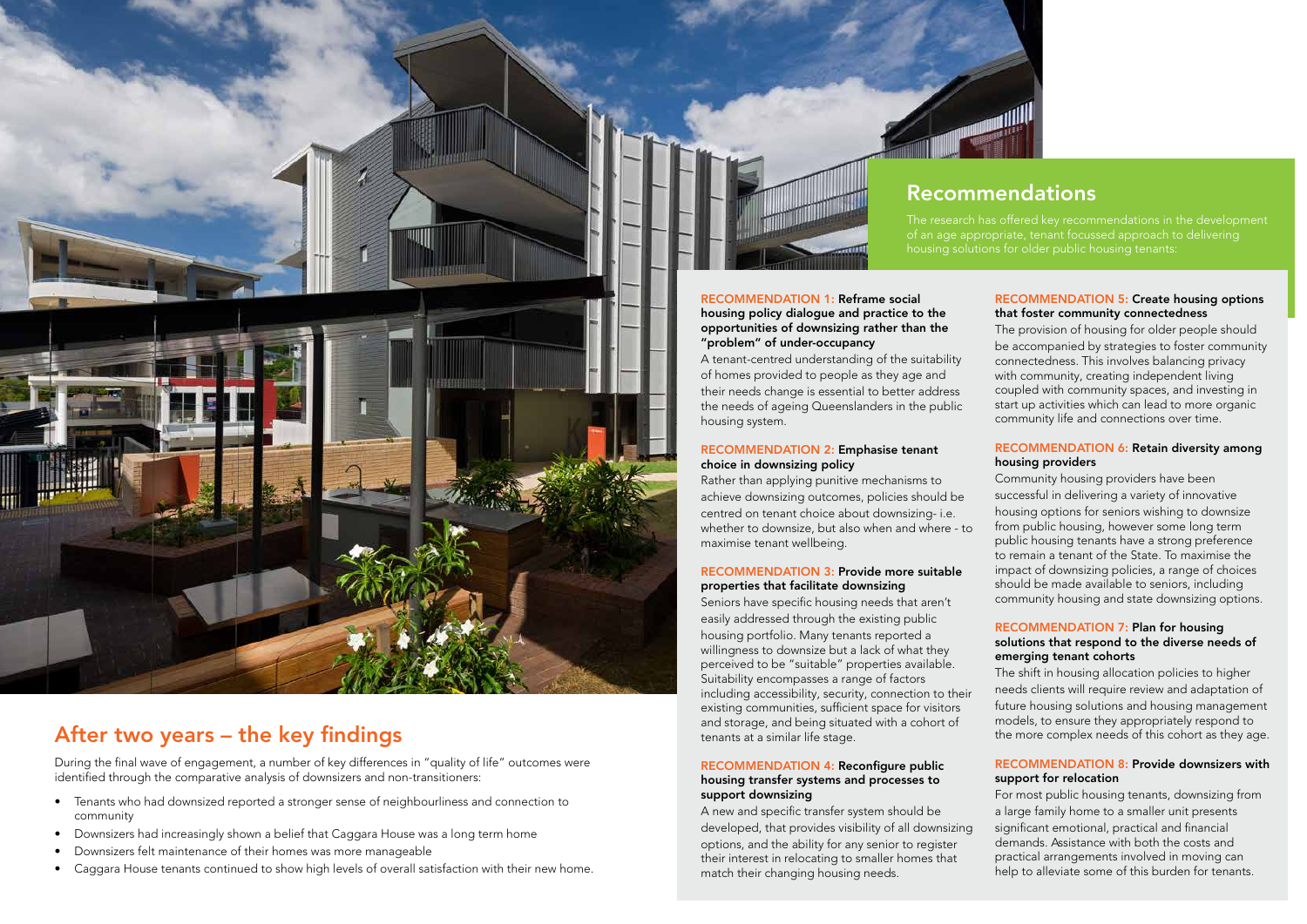## After two years – the key findings

During the final wave of engagement, a number of key differences in "quality of life" outcomes were identified through the comparative analysis of downsizers and non-transitioners:

- Tenants who had downsized reported a stronger sense of neighbourliness and connection to community
- Downsizers had increasingly shown a belief that Caggara House was a long term home
- Downsizers felt maintenance of their homes was more manageable
- Caggara House tenants continued to show high levels of overall satisfaction with their new home.

## Recommendations

The research has offered key recommendations in the development of an age appropriate, tenant focussed approach to delivering housing solutions for older public housing tenants:

### RECOMMENDATION 1: Reframe social housing policy dialogue and practice to the opportunities of downsizing rather than the "problem" of under-occupancy

A tenant-centred understanding of the suitability of homes provided to people as they age and their needs change is essential to better address the needs of ageing Queenslanders in the public housing system.

### RECOMMENDATION 2: Emphasise tenant choice in downsizing policy

Rather than applying punitive mechanisms to achieve downsizing outcomes, policies should be centred on tenant choice about downsizing- i.e. whether to downsize, but also when and where - to maximise tenant wellbeing.

### RECOMMENDATION 3: Provide more suitable properties that facilitate downsizing

Seniors have specific housing needs that aren't easily addressed through the existing public housing portfolio. Many tenants reported a willingness to downsize but a lack of what they perceived to be "suitable" properties available. Suitability encompasses a range of factors including accessibility, security, connection to their existing communities, sufficient space for visitors and storage, and being situated with a cohort of tenants at a similar life stage.

### RECOMMENDATION 4: Reconfigure public housing transfer systems and processes to support downsizing

A new and specific transfer system should be developed, that provides visibility of all downsizing options, and the ability for any senior to register their interest in relocating to smaller homes that match their changing housing needs.

### RECOMMENDATION 5: Create housing options that foster community connectedness

The provision of housing for older people should be accompanied by strategies to foster community connectedness. This involves balancing privacy with community, creating independent living coupled with community spaces, and investing in start up activities which can lead to more organic community life and connections over time.

### RECOMMENDATION 6: Retain diversity among housing providers

Community housing providers have been successful in delivering a variety of innovative housing options for seniors wishing to downsize from public housing, however some long term public housing tenants have a strong preference to remain a tenant of the State. To maximise the impact of downsizing policies, a range of choices should be made available to seniors, including community housing and state downsizing options.

### RECOMMENDATION 7: Plan for housing solutions that respond to the diverse needs of emerging tenant cohorts

The shift in housing allocation policies to higher needs clients will require review and adaptation of future housing solutions and housing management models, to ensure they appropriately respond to the more complex needs of this cohort as they age.

### RECOMMENDATION 8: Provide downsizers with support for relocation

For most public housing tenants, downsizing from a large family home to a smaller unit presents significant emotional, practical and financial demands. Assistance with both the costs and practical arrangements involved in moving can help to alleviate some of this burden for tenants.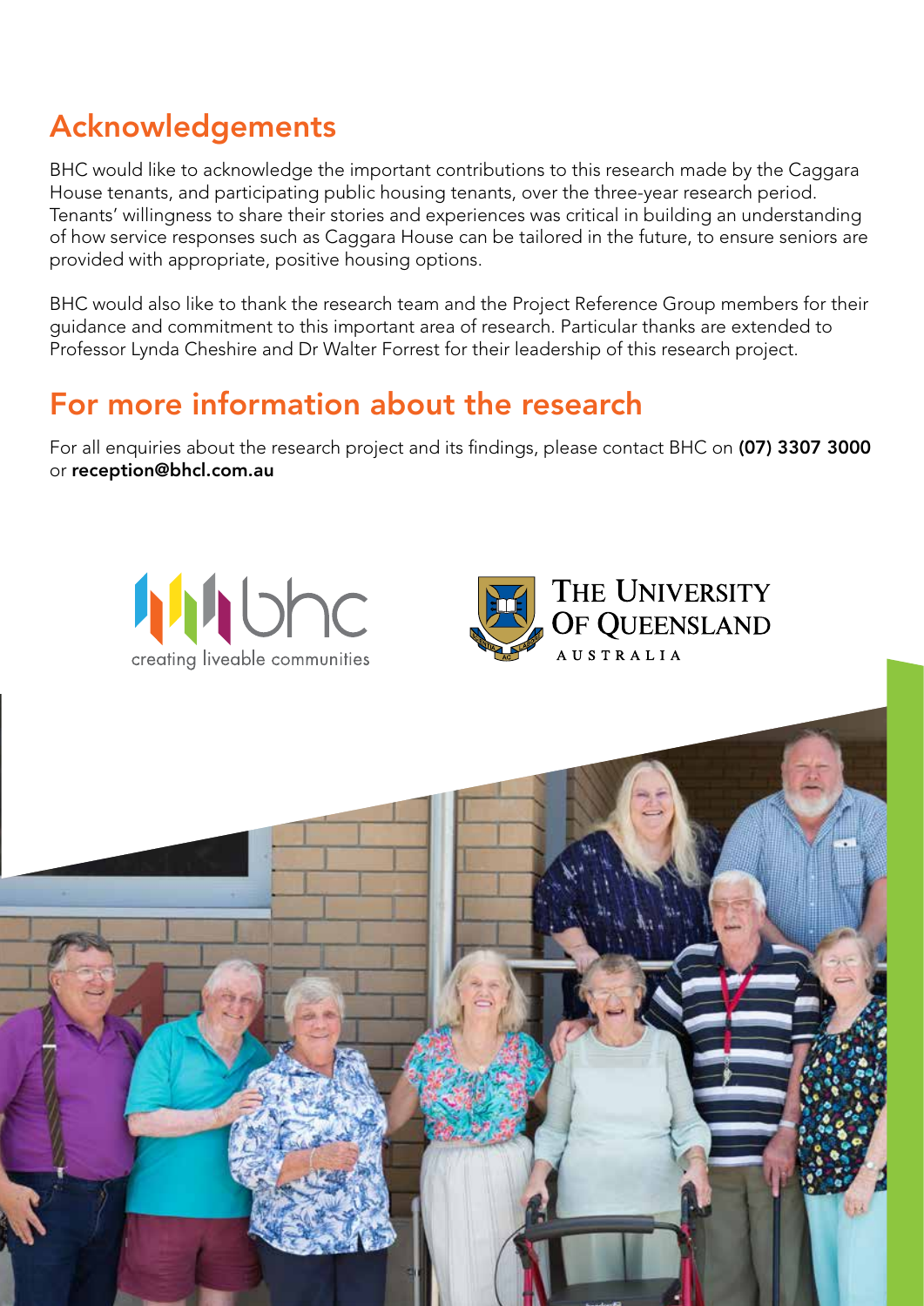## Acknowledgements

BHC would like to acknowledge the important contributions to this research made by the Caggara House tenants, and participating public housing tenants, over the three-year research period. Tenants' willingness to share their stories and experiences was critical in building an understanding of how service responses such as Caggara House can be tailored in the future, to ensure seniors are provided with appropriate, positive housing options.

BHC would also like to thank the research team and the Project Reference Group members for their guidance and commitment to this important area of research. Particular thanks are extended to Professor Lynda Cheshire and Dr Walter Forrest for their leadership of this research project.

## For more information about the research

For all enquiries about the research project and its findings, please contact BHC on **(07) 3307 3000** or **reception@bhcl.com.au**

bhc
creating liveable communities

The University of Queensland
Australia